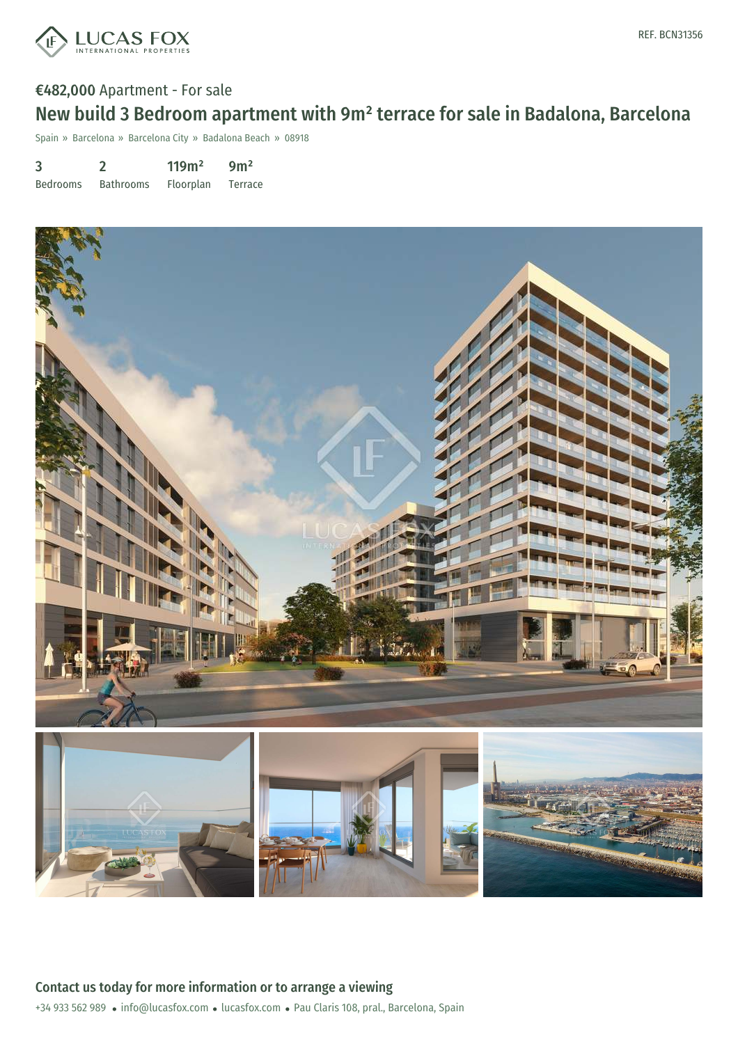LUCAS FOX
INTERNATIONAL PROPERTIES

REF. BCN31356

**€482,000** Apartment - For sale

# New build 3 Bedroom apartment with 9m² terrace for sale in Badalona, Barcelona

Spain » Barcelona » Barcelona City » Badalona Beach » 08918

| 3 | 2 | 119m² | 9m² |
|---|---|---|---|
| Bedrooms | Bathrooms | Floorplan | Terrace |

## Contact us today for more information or to arrange a viewing

+34 933 562 989 • info@lucasfox.com • lucasfox.com • Pau Claris 108, pral., Barcelona, Spain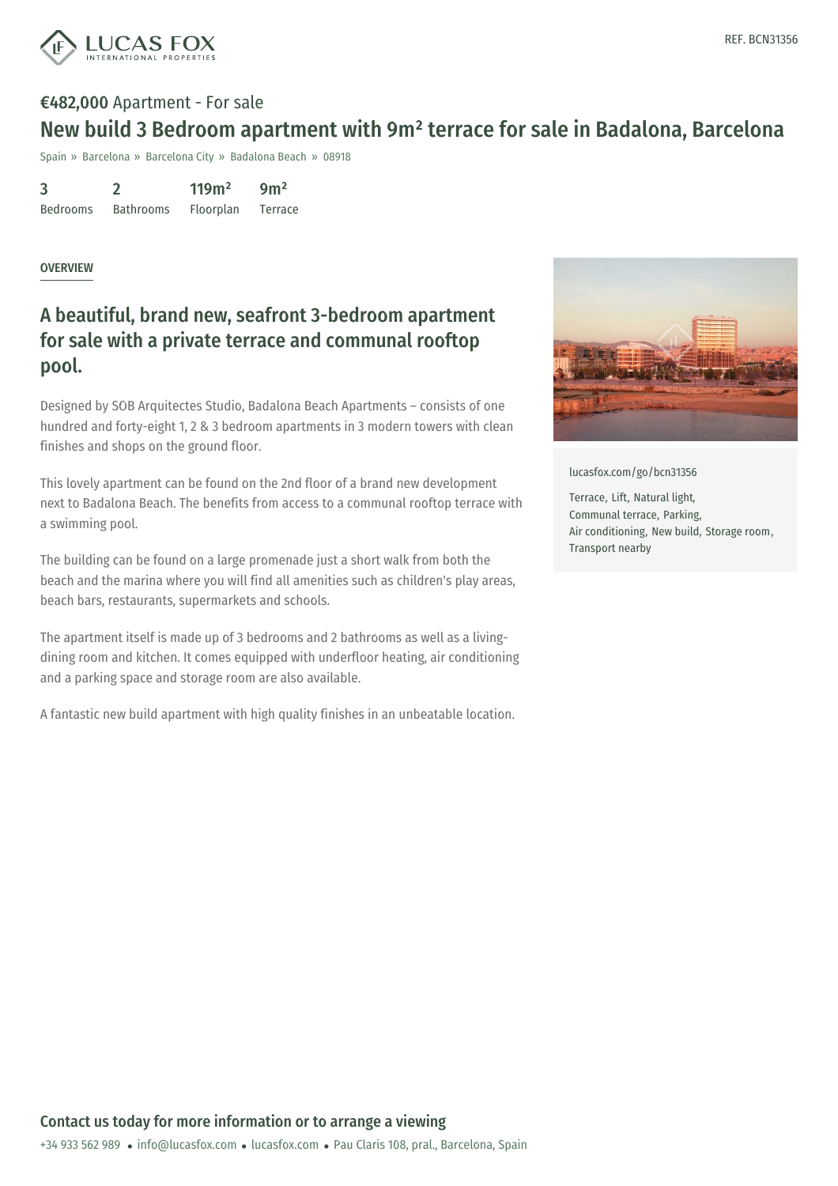REF. BCN31356

**€482,000** Apartment - For sale

# New build 3 Bedroom apartment with 9m² terrace for sale in Badalona, Barcelona

Spain » Barcelona » Barcelona City » Badalona Beach » 08918

| 3 | 2 | 119m² | 9m² |
|---|---|---|---|
| Bedrooms | Bathrooms | Floorplan | Terrace |

## OVERVIEW

## A beautiful, brand new, seafront 3-bedroom apartment for sale with a private terrace and communal rooftop pool.

Designed by SOB Arquitectes Studio, Badalona Beach Apartments – consists of one hundred and forty-eight 1, 2 & 3 bedroom apartments in 3 modern towers with clean finishes and shops on the ground floor.

This lovely apartment can be found on the 2nd floor of a brand new development next to Badalona Beach. The benefits from access to a communal rooftop terrace with a swimming pool.

The building can be found on a large promenade just a short walk from both the beach and the marina where you will find all amenities such as children's play areas, beach bars, restaurants, supermarkets and schools.

The apartment itself is made up of 3 bedrooms and 2 bathrooms as well as a living-dining room and kitchen. It comes equipped with underfloor heating, air conditioning and a parking space and storage room are also available.

A fantastic new build apartment with high quality finishes in an unbeatable location.

lucasfox.com/go/bcn31356

Terrace, Lift, Natural light, Communal terrace, Parking, Air conditioning, New build, Storage room, Transport nearby

**Contact us today for more information or to arrange a viewing**

+34 933 562 989 • info@lucasfox.com • lucasfox.com • Pau Claris 108, pral., Barcelona, Spain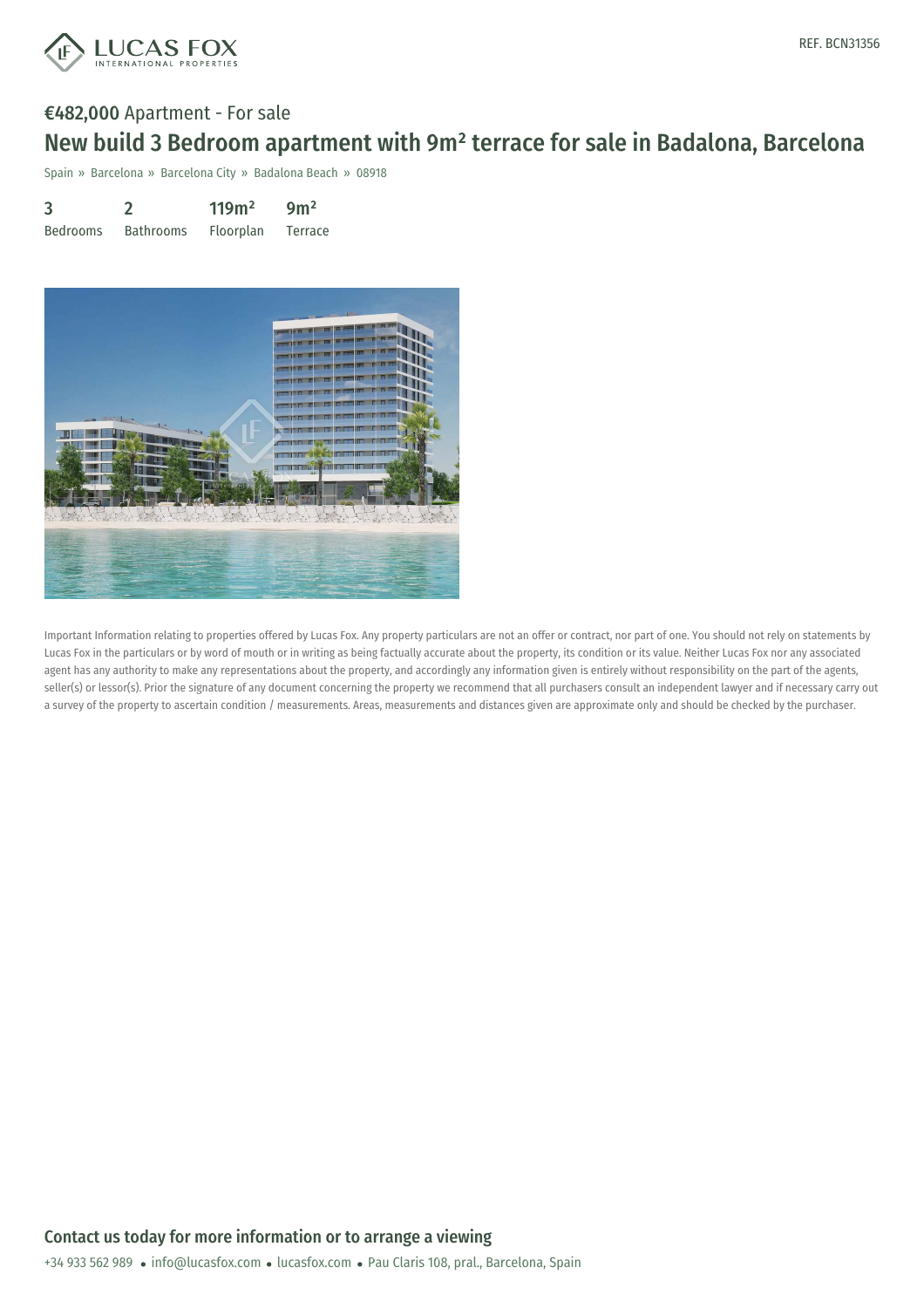REF. BCN31356

**€482,000** Apartment - For sale

# New build 3 Bedroom apartment with 9m² terrace for sale in Badalona, Barcelona

Spain » Barcelona » Barcelona City » Badalona Beach » 08918

| 3 | 2 | 119m² | 9m² |
|---|---|---|---|
| Bedrooms | Bathrooms | Floorplan | Terrace |

Important Information relating to properties offered by Lucas Fox. Any property particulars are not an offer or contract, nor part of one. You should not rely on statements by Lucas Fox in the particulars or by word of mouth or in writing as being factually accurate about the property, its condition or its value. Neither Lucas Fox nor any associated agent has any authority to make any representations about the property, and accordingly any information given is entirely without responsibility on the part of the agents, seller(s) or lessor(s). Prior the signature of any document concerning the property we recommend that all purchasers consult an independent lawyer and if necessary carry out a survey of the property to ascertain condition / measurements. Areas, measurements and distances given are approximate only and should be checked by the purchaser.

## Contact us today for more information or to arrange a viewing

+34 933 562 989 • info@lucasfox.com • lucasfox.com • Pau Claris 108, pral., Barcelona, Spain